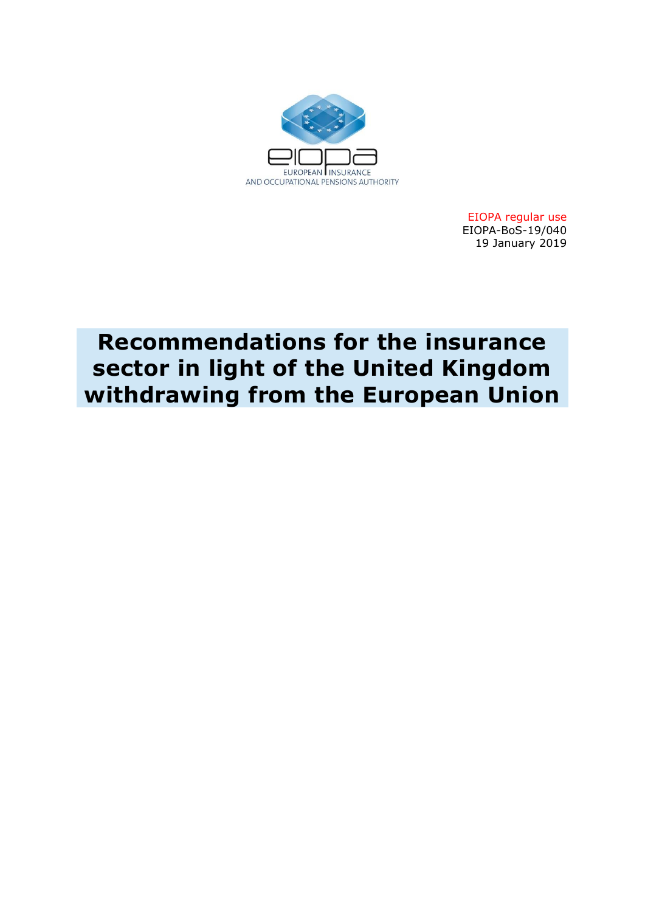EUROPEAN INSURANCE AND OCCUPATIONAL PENSIONS AUTHORITY

EIOPA regular use
EIOPA-BoS-19/040
19 January 2019

# Recommendations for the insurance sector in light of the United Kingdom withdrawing from the European Union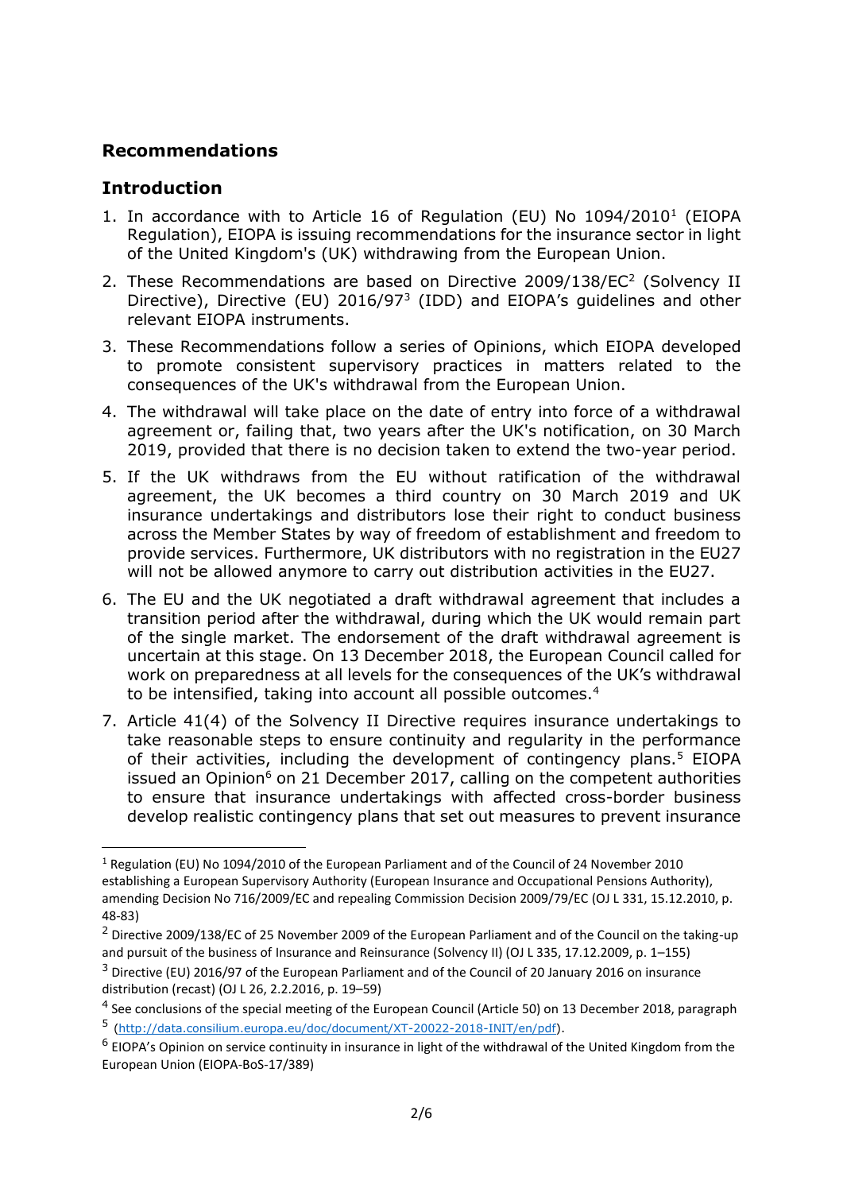## Recommendations

## Introduction

1. In accordance with to Article 16 of Regulation (EU) No 1094/2010[1] (EIOPA Regulation), EIOPA is issuing recommendations for the insurance sector in light of the United Kingdom's (UK) withdrawing from the European Union.
2. These Recommendations are based on Directive 2009/138/EC[2] (Solvency II Directive), Directive (EU) 2016/97[3] (IDD) and EIOPA's guidelines and other relevant EIOPA instruments.
3. These Recommendations follow a series of Opinions, which EIOPA developed to promote consistent supervisory practices in matters related to the consequences of the UK's withdrawal from the European Union.
4. The withdrawal will take place on the date of entry into force of a withdrawal agreement or, failing that, two years after the UK's notification, on 30 March 2019, provided that there is no decision taken to extend the two-year period.
5. If the UK withdraws from the EU without ratification of the withdrawal agreement, the UK becomes a third country on 30 March 2019 and UK insurance undertakings and distributors lose their right to conduct business across the Member States by way of freedom of establishment and freedom to provide services. Furthermore, UK distributors with no registration in the EU27 will not be allowed anymore to carry out distribution activities in the EU27.
6. The EU and the UK negotiated a draft withdrawal agreement that includes a transition period after the withdrawal, during which the UK would remain part of the single market. The endorsement of the draft withdrawal agreement is uncertain at this stage. On 13 December 2018, the European Council called for work on preparedness at all levels for the consequences of the UK's withdrawal to be intensified, taking into account all possible outcomes.[4]
7. Article 41(4) of the Solvency II Directive requires insurance undertakings to take reasonable steps to ensure continuity and regularity in the performance of their activities, including the development of contingency plans.[5] EIOPA issued an Opinion[6] on 21 December 2017, calling on the competent authorities to ensure that insurance undertakings with affected cross-border business develop realistic contingency plans that set out measures to prevent insurance

---

[1] Regulation (EU) No 1094/2010 of the European Parliament and of the Council of 24 November 2010 establishing a European Supervisory Authority (European Insurance and Occupational Pensions Authority), amending Decision No 716/2009/EC and repealing Commission Decision 2009/79/EC (OJ L 331, 15.12.2010, p. 48-83)

[2] Directive 2009/138/EC of 25 November 2009 of the European Parliament and of the Council on the taking-up and pursuit of the business of Insurance and Reinsurance (Solvency II) (OJ L 335, 17.12.2009, p. 1–155)

[3] Directive (EU) 2016/97 of the European Parliament and of the Council of 20 January 2016 on insurance distribution (recast) (OJ L 26, 2.2.2016, p. 19–59)

[4] See conclusions of the special meeting of the European Council (Article 50) on 13 December 2018, paragraph

[5] (http://data.consilium.europa.eu/doc/document/XT-20022-2018-INIT/en/pdf).

[6] EIOPA's Opinion on service continuity in insurance in light of the withdrawal of the United Kingdom from the European Union (EIOPA-BoS-17/389)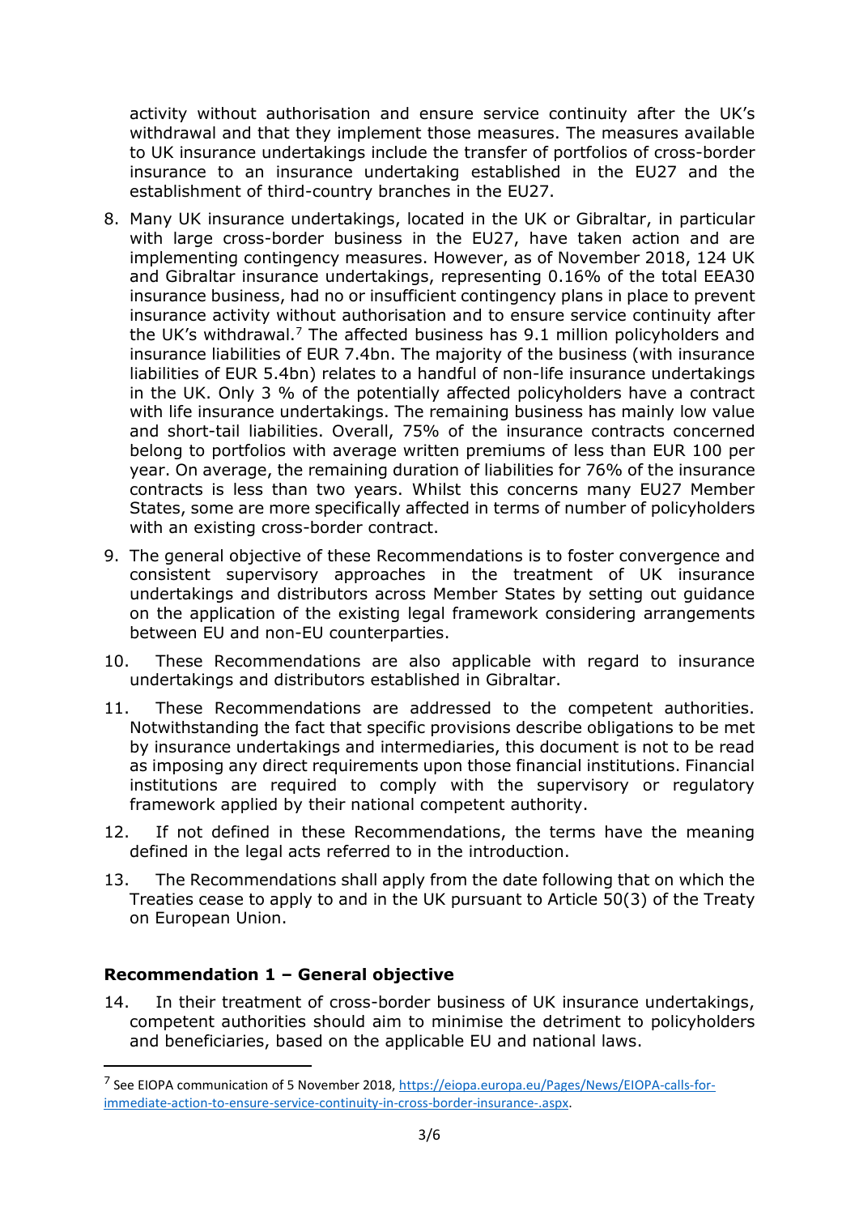activity without authorisation and ensure service continuity after the UK's withdrawal and that they implement those measures. The measures available to UK insurance undertakings include the transfer of portfolios of cross-border insurance to an insurance undertaking established in the EU27 and the establishment of third-country branches in the EU27.

8. Many UK insurance undertakings, located in the UK or Gibraltar, in particular with large cross-border business in the EU27, have taken action and are implementing contingency measures. However, as of November 2018, 124 UK and Gibraltar insurance undertakings, representing 0.16% of the total EEA30 insurance business, had no or insufficient contingency plans in place to prevent insurance activity without authorisation and to ensure service continuity after the UK's withdrawal.[7] The affected business has 9.1 million policyholders and insurance liabilities of EUR 7.4bn. The majority of the business (with insurance liabilities of EUR 5.4bn) relates to a handful of non-life insurance undertakings in the UK. Only 3 % of the potentially affected policyholders have a contract with life insurance undertakings. The remaining business has mainly low value and short-tail liabilities. Overall, 75% of the insurance contracts concerned belong to portfolios with average written premiums of less than EUR 100 per year. On average, the remaining duration of liabilities for 76% of the insurance contracts is less than two years. Whilst this concerns many EU27 Member States, some are more specifically affected in terms of number of policyholders with an existing cross-border contract.

9. The general objective of these Recommendations is to foster convergence and consistent supervisory approaches in the treatment of UK insurance undertakings and distributors across Member States by setting out guidance on the application of the existing legal framework considering arrangements between EU and non-EU counterparties.

10. These Recommendations are also applicable with regard to insurance undertakings and distributors established in Gibraltar.

11. These Recommendations are addressed to the competent authorities. Notwithstanding the fact that specific provisions describe obligations to be met by insurance undertakings and intermediaries, this document is not to be read as imposing any direct requirements upon those financial institutions. Financial institutions are required to comply with the supervisory or regulatory framework applied by their national competent authority.

12. If not defined in these Recommendations, the terms have the meaning defined in the legal acts referred to in the introduction.

13. The Recommendations shall apply from the date following that on which the Treaties cease to apply to and in the UK pursuant to Article 50(3) of the Treaty on European Union.

## Recommendation 1 – General objective

14. In their treatment of cross-border business of UK insurance undertakings, competent authorities should aim to minimise the detriment to policyholders and beneficiaries, based on the applicable EU and national laws.

[7] See EIOPA communication of 5 November 2018, https://eiopa.europa.eu/Pages/News/EIOPA-calls-for-immediate-action-to-ensure-service-continuity-in-cross-border-insurance-.aspx.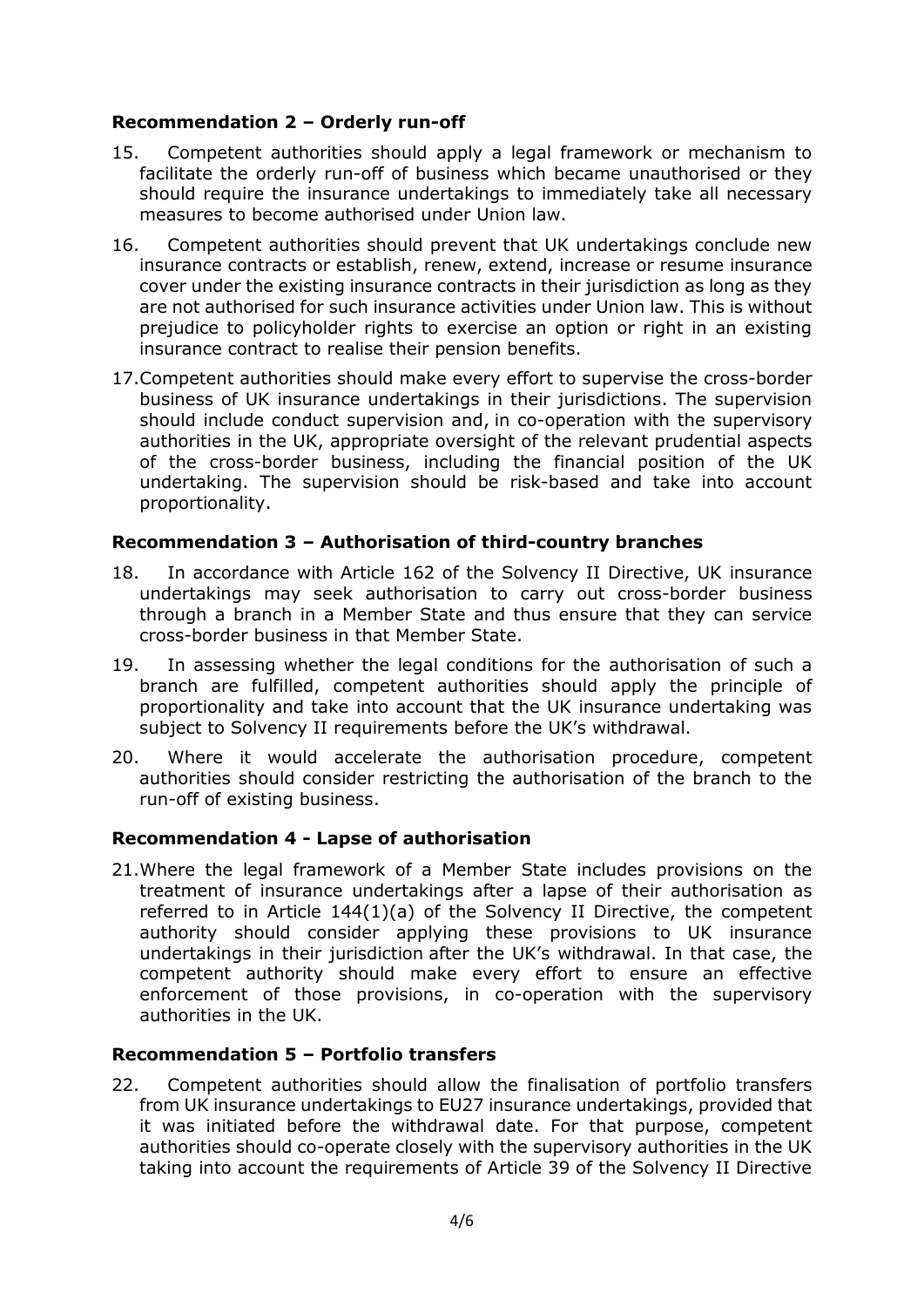### Recommendation 2 – Orderly run-off

15. Competent authorities should apply a legal framework or mechanism to facilitate the orderly run-off of business which became unauthorised or they should require the insurance undertakings to immediately take all necessary measures to become authorised under Union law.

16. Competent authorities should prevent that UK undertakings conclude new insurance contracts or establish, renew, extend, increase or resume insurance cover under the existing insurance contracts in their jurisdiction as long as they are not authorised for such insurance activities under Union law. This is without prejudice to policyholder rights to exercise an option or right in an existing insurance contract to realise their pension benefits.

17. Competent authorities should make every effort to supervise the cross-border business of UK insurance undertakings in their jurisdictions. The supervision should include conduct supervision and, in co-operation with the supervisory authorities in the UK, appropriate oversight of the relevant prudential aspects of the cross-border business, including the financial position of the UK undertaking. The supervision should be risk-based and take into account proportionality.

### Recommendation 3 – Authorisation of third-country branches

18. In accordance with Article 162 of the Solvency II Directive, UK insurance undertakings may seek authorisation to carry out cross-border business through a branch in a Member State and thus ensure that they can service cross-border business in that Member State.

19. In assessing whether the legal conditions for the authorisation of such a branch are fulfilled, competent authorities should apply the principle of proportionality and take into account that the UK insurance undertaking was subject to Solvency II requirements before the UK's withdrawal.

20. Where it would accelerate the authorisation procedure, competent authorities should consider restricting the authorisation of the branch to the run-off of existing business.

### Recommendation 4 - Lapse of authorisation

21. Where the legal framework of a Member State includes provisions on the treatment of insurance undertakings after a lapse of their authorisation as referred to in Article 144(1)(a) of the Solvency II Directive, the competent authority should consider applying these provisions to UK insurance undertakings in their jurisdiction after the UK's withdrawal. In that case, the competent authority should make every effort to ensure an effective enforcement of those provisions, in co-operation with the supervisory authorities in the UK.

### Recommendation 5 – Portfolio transfers

22. Competent authorities should allow the finalisation of portfolio transfers from UK insurance undertakings to EU27 insurance undertakings, provided that it was initiated before the withdrawal date. For that purpose, competent authorities should co-operate closely with the supervisory authorities in the UK taking into account the requirements of Article 39 of the Solvency II Directive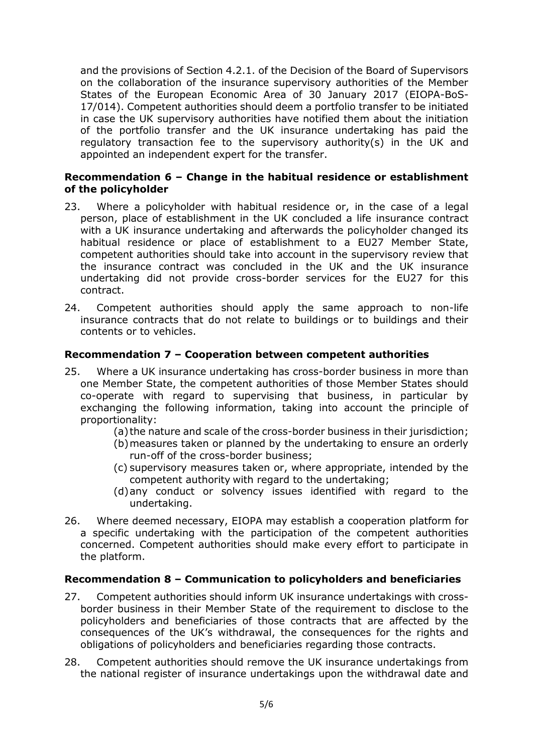and the provisions of Section 4.2.1. of the Decision of the Board of Supervisors on the collaboration of the insurance supervisory authorities of the Member States of the European Economic Area of 30 January 2017 (EIOPA-BoS-17/014). Competent authorities should deem a portfolio transfer to be initiated in case the UK supervisory authorities have notified them about the initiation of the portfolio transfer and the UK insurance undertaking has paid the regulatory transaction fee to the supervisory authority(s) in the UK and appointed an independent expert for the transfer.

### Recommendation 6 – Change in the habitual residence or establishment of the policyholder

23. Where a policyholder with habitual residence or, in the case of a legal person, place of establishment in the UK concluded a life insurance contract with a UK insurance undertaking and afterwards the policyholder changed its habitual residence or place of establishment to a EU27 Member State, competent authorities should take into account in the supervisory review that the insurance contract was concluded in the UK and the UK insurance undertaking did not provide cross-border services for the EU27 for this contract.

24. Competent authorities should apply the same approach to non-life insurance contracts that do not relate to buildings or to buildings and their contents or to vehicles.

### Recommendation 7 – Cooperation between competent authorities

25. Where a UK insurance undertaking has cross-border business in more than one Member State, the competent authorities of those Member States should co-operate with regard to supervising that business, in particular by exchanging the following information, taking into account the principle of proportionality:

    (a) the nature and scale of the cross-border business in their jurisdiction;
    (b) measures taken or planned by the undertaking to ensure an orderly run-off of the cross-border business;
    (c) supervisory measures taken or, where appropriate, intended by the competent authority with regard to the undertaking;
    (d) any conduct or solvency issues identified with regard to the undertaking.

26. Where deemed necessary, EIOPA may establish a cooperation platform for a specific undertaking with the participation of the competent authorities concerned. Competent authorities should make every effort to participate in the platform.

### Recommendation 8 – Communication to policyholders and beneficiaries

27. Competent authorities should inform UK insurance undertakings with cross-border business in their Member State of the requirement to disclose to the policyholders and beneficiaries of those contracts that are affected by the consequences of the UK's withdrawal, the consequences for the rights and obligations of policyholders and beneficiaries regarding those contracts.

28. Competent authorities should remove the UK insurance undertakings from the national register of insurance undertakings upon the withdrawal date and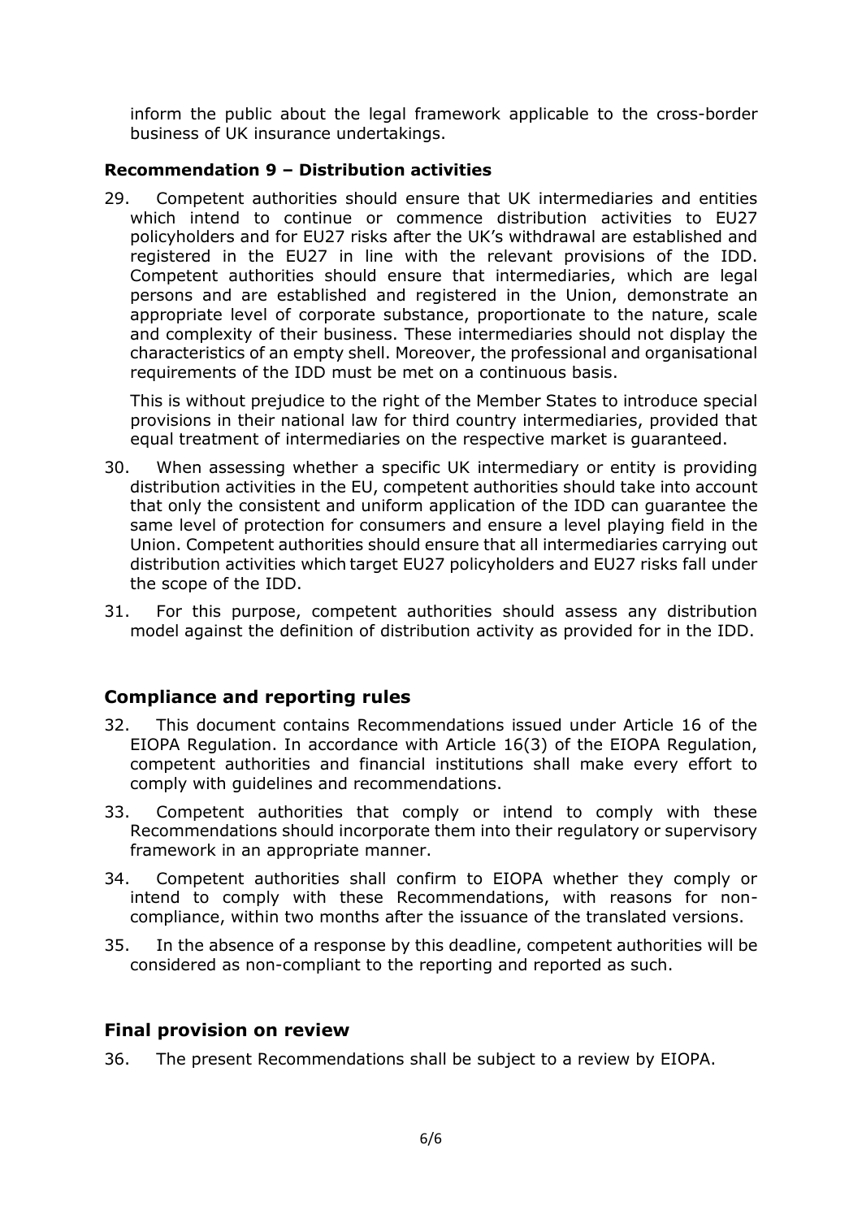inform the public about the legal framework applicable to the cross-border business of UK insurance undertakings.

### Recommendation 9 – Distribution activities

29. Competent authorities should ensure that UK intermediaries and entities which intend to continue or commence distribution activities to EU27 policyholders and for EU27 risks after the UK's withdrawal are established and registered in the EU27 in line with the relevant provisions of the IDD. Competent authorities should ensure that intermediaries, which are legal persons and are established and registered in the Union, demonstrate an appropriate level of corporate substance, proportionate to the nature, scale and complexity of their business. These intermediaries should not display the characteristics of an empty shell. Moreover, the professional and organisational requirements of the IDD must be met on a continuous basis.

   This is without prejudice to the right of the Member States to introduce special provisions in their national law for third country intermediaries, provided that equal treatment of intermediaries on the respective market is guaranteed.

30. When assessing whether a specific UK intermediary or entity is providing distribution activities in the EU, competent authorities should take into account that only the consistent and uniform application of the IDD can guarantee the same level of protection for consumers and ensure a level playing field in the Union. Competent authorities should ensure that all intermediaries carrying out distribution activities which target EU27 policyholders and EU27 risks fall under the scope of the IDD.

31. For this purpose, competent authorities should assess any distribution model against the definition of distribution activity as provided for in the IDD.

## Compliance and reporting rules

32. This document contains Recommendations issued under Article 16 of the EIOPA Regulation. In accordance with Article 16(3) of the EIOPA Regulation, competent authorities and financial institutions shall make every effort to comply with guidelines and recommendations.

33. Competent authorities that comply or intend to comply with these Recommendations should incorporate them into their regulatory or supervisory framework in an appropriate manner.

34. Competent authorities shall confirm to EIOPA whether they comply or intend to comply with these Recommendations, with reasons for non-compliance, within two months after the issuance of the translated versions.

35. In the absence of a response by this deadline, competent authorities will be considered as non-compliant to the reporting and reported as such.

## Final provision on review

36. The present Recommendations shall be subject to a review by EIOPA.